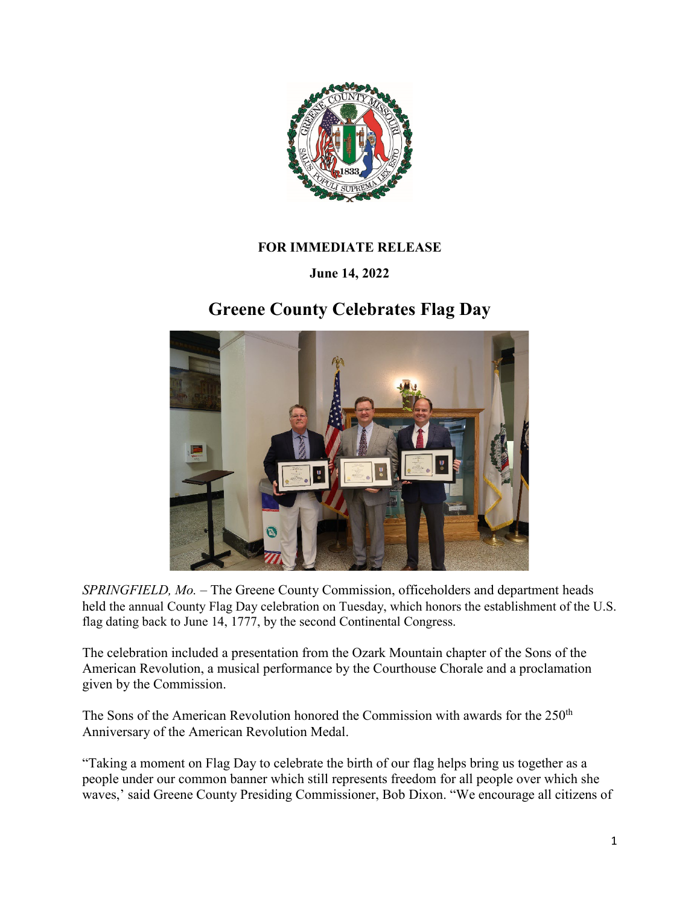**FOR IMMEDIATE RELEASE**

**June 14, 2022**

# Greene County Celebrates Flag Day

*SPRINGFIELD, Mo.* – The Greene County Commission, officeholders and department heads held the annual County Flag Day celebration on Tuesday, which honors the establishment of the U.S. flag dating back to June 14, 1777, by the second Continental Congress.

The celebration included a presentation from the Ozark Mountain chapter of the Sons of the American Revolution, a musical performance by the Courthouse Chorale and a proclamation given by the Commission.

The Sons of the American Revolution honored the Commission with awards for the 250th Anniversary of the American Revolution Medal.

"Taking a moment on Flag Day to celebrate the birth of our flag helps bring us together as a people under our common banner which still represents freedom for all people over which she waves,' said Greene County Presiding Commissioner, Bob Dixon. "We encourage all citizens of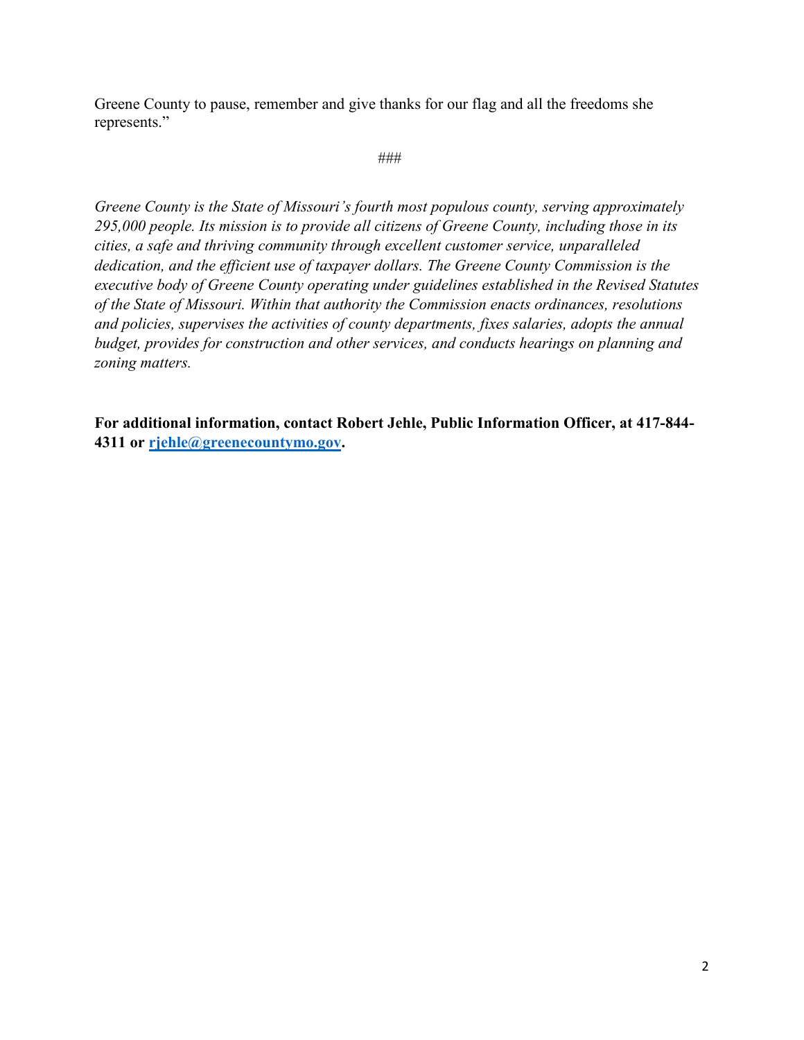Greene County to pause, remember and give thanks for our flag and all the freedoms she represents."

###

*Greene County is the State of Missouri's fourth most populous county, serving approximately 295,000 people. Its mission is to provide all citizens of Greene County, including those in its cities, a safe and thriving community through excellent customer service, unparalleled dedication, and the efficient use of taxpayer dollars. The Greene County Commission is the executive body of Greene County operating under guidelines established in the Revised Statutes of the State of Missouri. Within that authority the Commission enacts ordinances, resolutions and policies, supervises the activities of county departments, fixes salaries, adopts the annual budget, provides for construction and other services, and conducts hearings on planning and zoning matters.*

**For additional information, contact Robert Jehle, Public Information Officer, at 417-844-4311 or [rjehle@greenecountymo.gov](mailto:rjehle@greenecountymo.gov).**